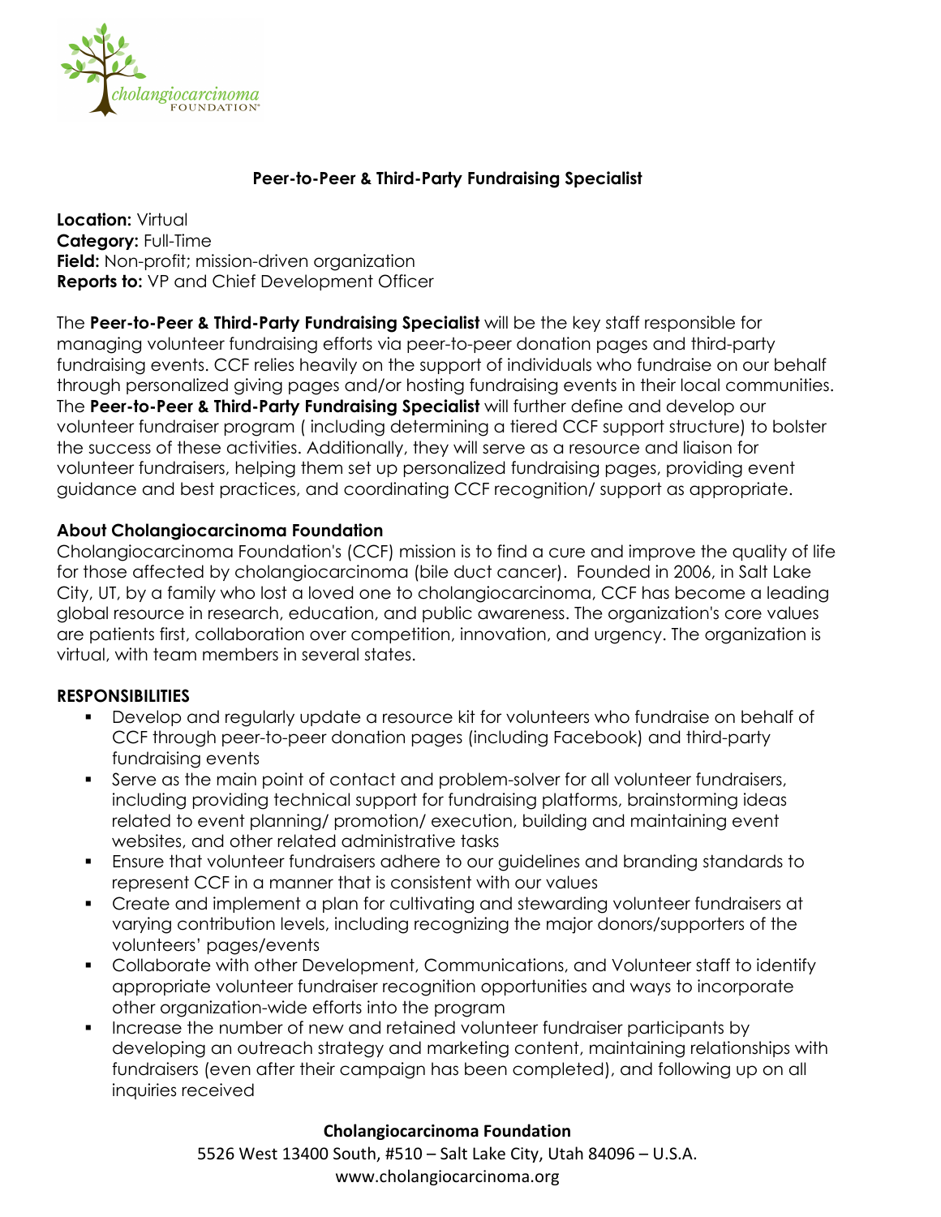## Peer-to-Peer & Third-Party Fundraising Specialist

**Location:** Virtual
**Category:** Full-Time
**Field:** Non-profit; mission-driven organization
**Reports to:** VP and Chief Development Officer

The **Peer-to-Peer & Third-Party Fundraising Specialist** will be the key staff responsible for managing volunteer fundraising efforts via peer-to-peer donation pages and third-party fundraising events. CCF relies heavily on the support of individuals who fundraise on our behalf through personalized giving pages and/or hosting fundraising events in their local communities. The **Peer-to-Peer & Third-Party Fundraising Specialist** will further define and develop our volunteer fundraiser program ( including determining a tiered CCF support structure) to bolster the success of these activities. Additionally, they will serve as a resource and liaison for volunteer fundraisers, helping them set up personalized fundraising pages, providing event guidance and best practices, and coordinating CCF recognition/ support as appropriate.

### About Cholangiocarcinoma Foundation

Cholangiocarcinoma Foundation's (CCF) mission is to find a cure and improve the quality of life for those affected by cholangiocarcinoma (bile duct cancer). Founded in 2006, in Salt Lake City, UT, by a family who lost a loved one to cholangiocarcinoma, CCF has become a leading global resource in research, education, and public awareness. The organization's core values are patients first, collaboration over competition, innovation, and urgency. The organization is virtual, with team members in several states.

### RESPONSIBILITIES

- Develop and regularly update a resource kit for volunteers who fundraise on behalf of CCF through peer-to-peer donation pages (including Facebook) and third-party fundraising events
- Serve as the main point of contact and problem-solver for all volunteer fundraisers, including providing technical support for fundraising platforms, brainstorming ideas related to event planning/ promotion/ execution, building and maintaining event websites, and other related administrative tasks
- Ensure that volunteer fundraisers adhere to our guidelines and branding standards to represent CCF in a manner that is consistent with our values
- Create and implement a plan for cultivating and stewarding volunteer fundraisers at varying contribution levels, including recognizing the major donors/supporters of the volunteers' pages/events
- Collaborate with other Development, Communications, and Volunteer staff to identify appropriate volunteer fundraiser recognition opportunities and ways to incorporate other organization-wide efforts into the program
- Increase the number of new and retained volunteer fundraiser participants by developing an outreach strategy and marketing content, maintaining relationships with fundraisers (even after their campaign has been completed), and following up on all inquiries received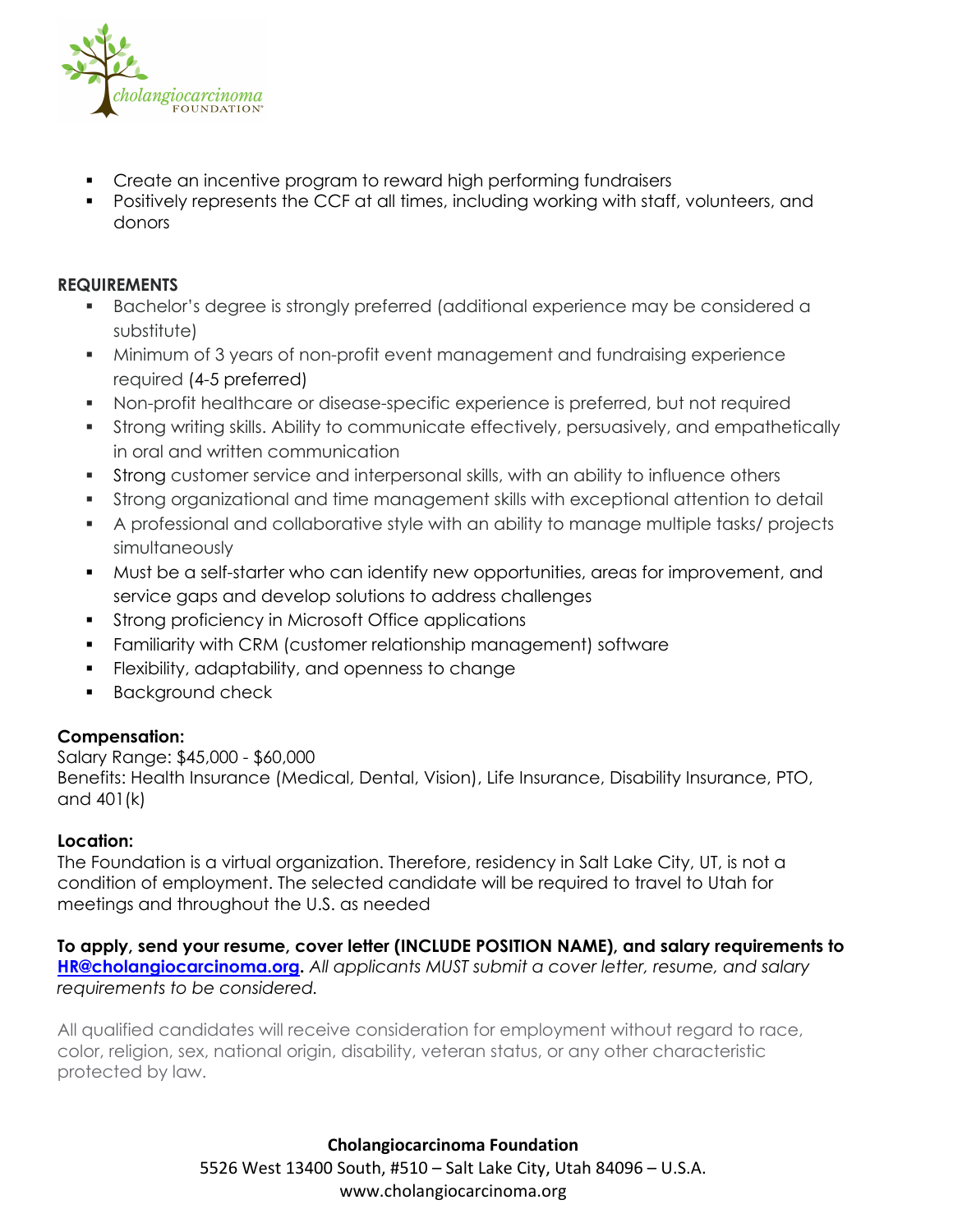- Create an incentive program to reward high performing fundraisers
- Positively represents the CCF at all times, including working with staff, volunteers, and donors

**REQUIREMENTS**

- Bachelor's degree is strongly preferred (additional experience may be considered a substitute)
- Minimum of 3 years of non-profit event management and fundraising experience required (4-5 preferred)
- Non-profit healthcare or disease-specific experience is preferred, but not required
- Strong writing skills. Ability to communicate effectively, persuasively, and empathetically in oral and written communication
- Strong customer service and interpersonal skills, with an ability to influence others
- Strong organizational and time management skills with exceptional attention to detail
- A professional and collaborative style with an ability to manage multiple tasks/ projects simultaneously
- Must be a self-starter who can identify new opportunities, areas for improvement, and service gaps and develop solutions to address challenges
- Strong proficiency in Microsoft Office applications
- Familiarity with CRM (customer relationship management) software
- Flexibility, adaptability, and openness to change
- Background check

**Compensation:**
Salary Range: $45,000 - $60,000
Benefits: Health Insurance (Medical, Dental, Vision), Life Insurance, Disability Insurance, PTO, and 401(k)

**Location:**
The Foundation is a virtual organization. Therefore, residency in Salt Lake City, UT, is not a condition of employment. The selected candidate will be required to travel to Utah for meetings and throughout the U.S. as needed

**To apply, send your resume, cover letter (INCLUDE POSITION NAME), and salary requirements to [HR@cholangiocarcinoma.org](mailto:HR@cholangiocarcinoma.org).** *All applicants MUST submit a cover letter, resume, and salary requirements to be considered.*

All qualified candidates will receive consideration for employment without regard to race, color, religion, sex, national origin, disability, veteran status, or any other characteristic protected by law.